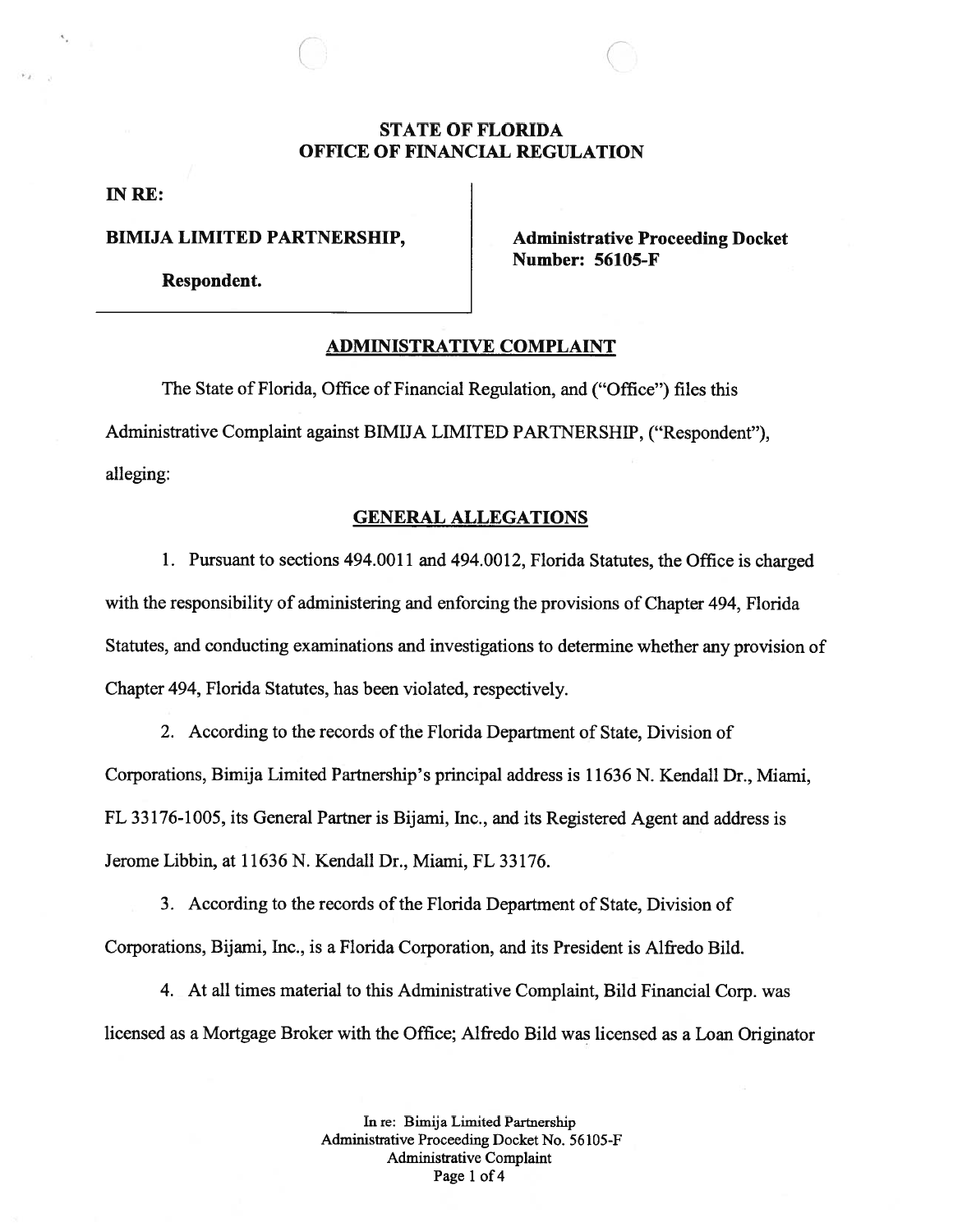**STATE OF FLORIDA**
**OFFICE OF FINANCIAL REGULATION**

**IN RE:**

**BIMIJA LIMITED PARTNERSHIP,**

**Respondent.**

**Administrative Proceeding Docket Number: 56105-F**

## ADMINISTRATIVE COMPLAINT

The State of Florida, Office of Financial Regulation, and ("Office") files this Administrative Complaint against BIMIJA LIMITED PARTNERSHIP, ("Respondent"), alleging:

## GENERAL ALLEGATIONS

1. Pursuant to sections 494.0011 and 494.0012, Florida Statutes, the Office is charged with the responsibility of administering and enforcing the provisions of Chapter 494, Florida Statutes, and conducting examinations and investigations to determine whether any provision of Chapter 494, Florida Statutes, has been violated, respectively.

2. According to the records of the Florida Department of State, Division of Corporations, Bimija Limited Partnership's principal address is 11636 N. Kendall Dr., Miami, FL 33176-1005, its General Partner is Bijami, Inc., and its Registered Agent and address is Jerome Libbin, at 11636 N. Kendall Dr., Miami, FL 33176.

3. According to the records of the Florida Department of State, Division of Corporations, Bijami, Inc., is a Florida Corporation, and its President is Alfredo Bild.

4. At all times material to this Administrative Complaint, Bild Financial Corp. was licensed as a Mortgage Broker with the Office; Alfredo Bild was licensed as a Loan Originator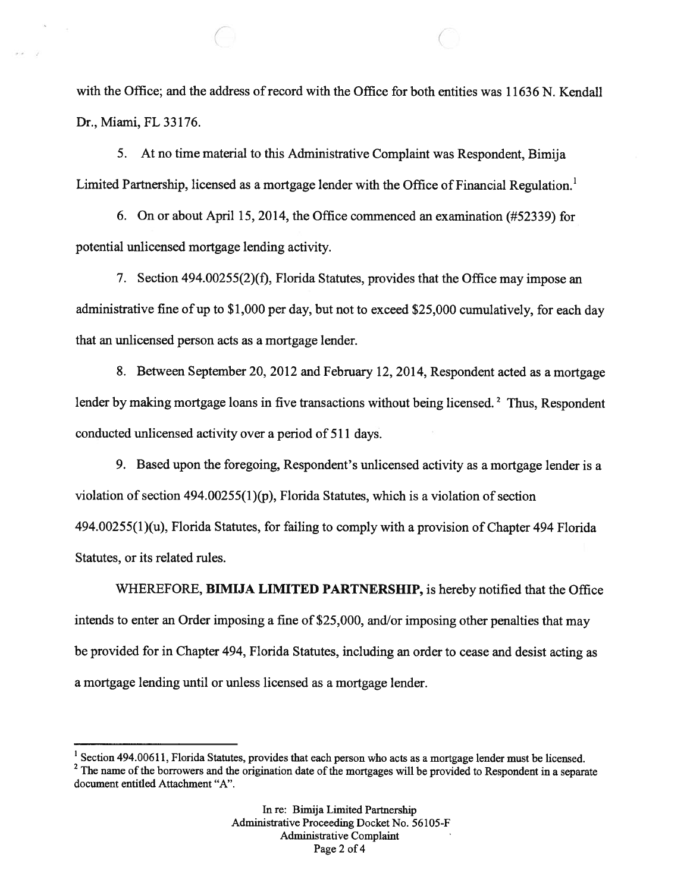with the Office; and the address of record with the Office for both entities was 11636 N. Kendall Dr., Miami, FL 33176.

5. At no time material to this Administrative Complaint was Respondent, Bimija Limited Partnership, licensed as a mortgage lender with the Office of Financial Regulation.[1]

6. On or about April 15, 2014, the Office commenced an examination (#52339) for potential unlicensed mortgage lending activity.

7. Section 494.00255(2)(f), Florida Statutes, provides that the Office may impose an administrative fine of up to $1,000 per day, but not to exceed $25,000 cumulatively, for each day that an unlicensed person acts as a mortgage lender.

8. Between September 20, 2012 and February 12, 2014, Respondent acted as a mortgage lender by making mortgage loans in five transactions without being licensed.[2] Thus, Respondent conducted unlicensed activity over a period of 511 days.

9. Based upon the foregoing, Respondent's unlicensed activity as a mortgage lender is a violation of section 494.00255(1)(p), Florida Statutes, which is a violation of section 494.00255(1)(u), Florida Statutes, for failing to comply with a provision of Chapter 494 Florida Statutes, or its related rules.

WHEREFORE, **BIMIJA LIMITED PARTNERSHIP,** is hereby notified that the Office intends to enter an Order imposing a fine of $25,000, and/or imposing other penalties that may be provided for in Chapter 494, Florida Statutes, including an order to cease and desist acting as a mortgage lending until or unless licensed as a mortgage lender.

---

[1] Section 494.00611, Florida Statutes, provides that each person who acts as a mortgage lender must be licensed.

[2] The name of the borrowers and the origination date of the mortgages will be provided to Respondent in a separate document entitled Attachment "A".

In re: Bimija Limited Partnership
Administrative Proceeding Docket No. 56105-F
Administrative Complaint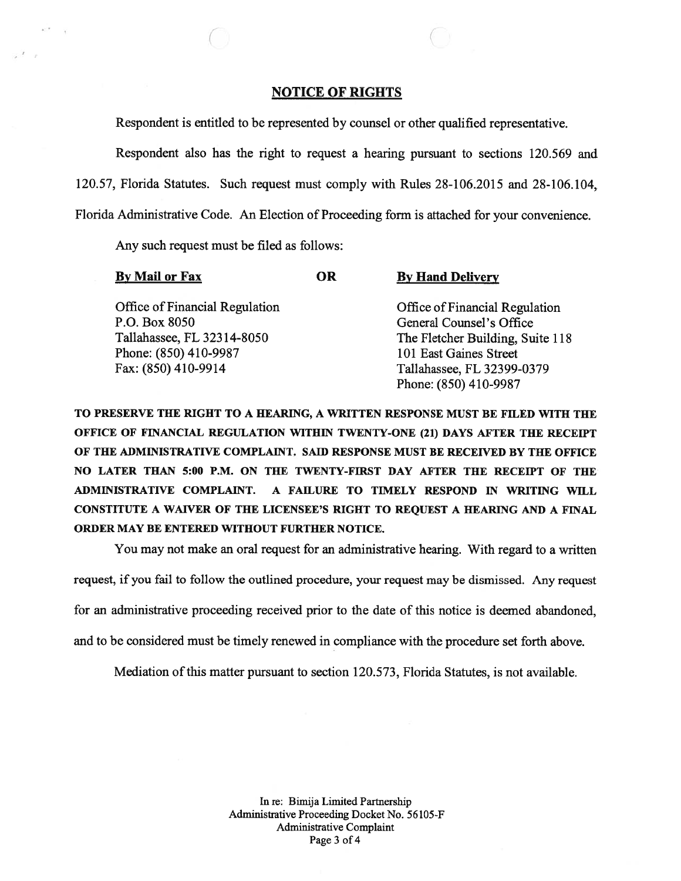## NOTICE OF RIGHTS

Respondent is entitled to be represented by counsel or other qualified representative.

Respondent also has the right to request a hearing pursuant to sections 120.569 and 120.57, Florida Statutes. Such request must comply with Rules 28-106.2015 and 28-106.104, Florida Administrative Code. An Election of Proceeding form is attached for your convenience.

Any such request must be filed as follows:

| **By Mail or Fax** | **OR** | **By Hand Delivery** |
|---|---|---|
| Office of Financial Regulation<br>P.O. Box 8050<br>Tallahassee, FL 32314-8050<br>Phone: (850) 410-9987<br>Fax: (850) 410-9914 | | Office of Financial Regulation<br>General Counsel's Office<br>The Fletcher Building, Suite 118<br>101 East Gaines Street<br>Tallahassee, FL 32399-0379<br>Phone: (850) 410-9987 |

**TO PRESERVE THE RIGHT TO A HEARING, A WRITTEN RESPONSE MUST BE FILED WITH THE OFFICE OF FINANCIAL REGULATION WITHIN TWENTY-ONE (21) DAYS AFTER THE RECEIPT OF THE ADMINISTRATIVE COMPLAINT. SAID RESPONSE MUST BE RECEIVED BY THE OFFICE NO LATER THAN 5:00 P.M. ON THE TWENTY-FIRST DAY AFTER THE RECEIPT OF THE ADMINISTRATIVE COMPLAINT. A FAILURE TO TIMELY RESPOND IN WRITING WILL CONSTITUTE A WAIVER OF THE LICENSEE'S RIGHT TO REQUEST A HEARING AND A FINAL ORDER MAY BE ENTERED WITHOUT FURTHER NOTICE.**

You may not make an oral request for an administrative hearing. With regard to a written request, if you fail to follow the outlined procedure, your request may be dismissed. Any request for an administrative proceeding received prior to the date of this notice is deemed abandoned, and to be considered must be timely renewed in compliance with the procedure set forth above.

Mediation of this matter pursuant to section 120.573, Florida Statutes, is not available.

In re: Bimija Limited Partnership
Administrative Proceeding Docket No. 56105-F
Administrative Complaint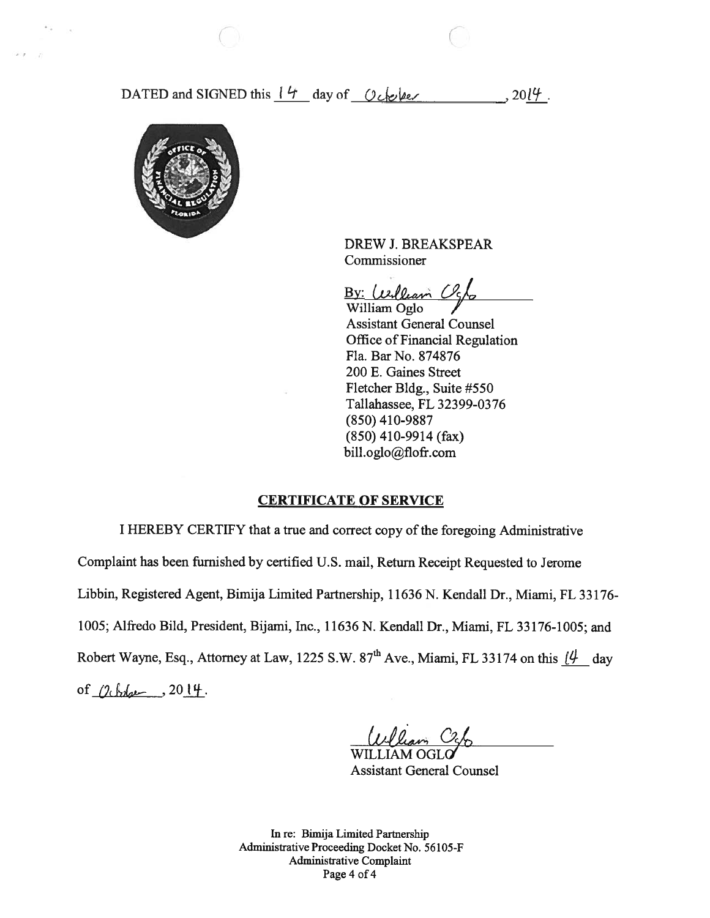DATED and SIGNED this 14 day of October, 2014.

DREW J. BREAKSPEAR
Commissioner

By: William Oglo
William Oglo
Assistant General Counsel
Office of Financial Regulation
Fla. Bar No. 874876
200 E. Gaines Street
Fletcher Bldg., Suite #550
Tallahassee, FL 32399-0376
(850) 410-9887
(850) 410-9914 (fax)
bill.oglo@flofr.com

## CERTIFICATE OF SERVICE

I HEREBY CERTIFY that a true and correct copy of the foregoing Administrative Complaint has been furnished by certified U.S. mail, Return Receipt Requested to Jerome Libbin, Registered Agent, Bimija Limited Partnership, 11636 N. Kendall Dr., Miami, FL 33176-1005; Alfredo Bild, President, Bijami, Inc., 11636 N. Kendall Dr., Miami, FL 33176-1005; and Robert Wayne, Esq., Attorney at Law, 1225 S.W. 87th Ave., Miami, FL 33174 on this 14 day of October, 2014.

William Oglo
WILLIAM OGLO
Assistant General Counsel

In re: Bimija Limited Partnership
Administrative Proceeding Docket No. 56105-F
Administrative Complaint